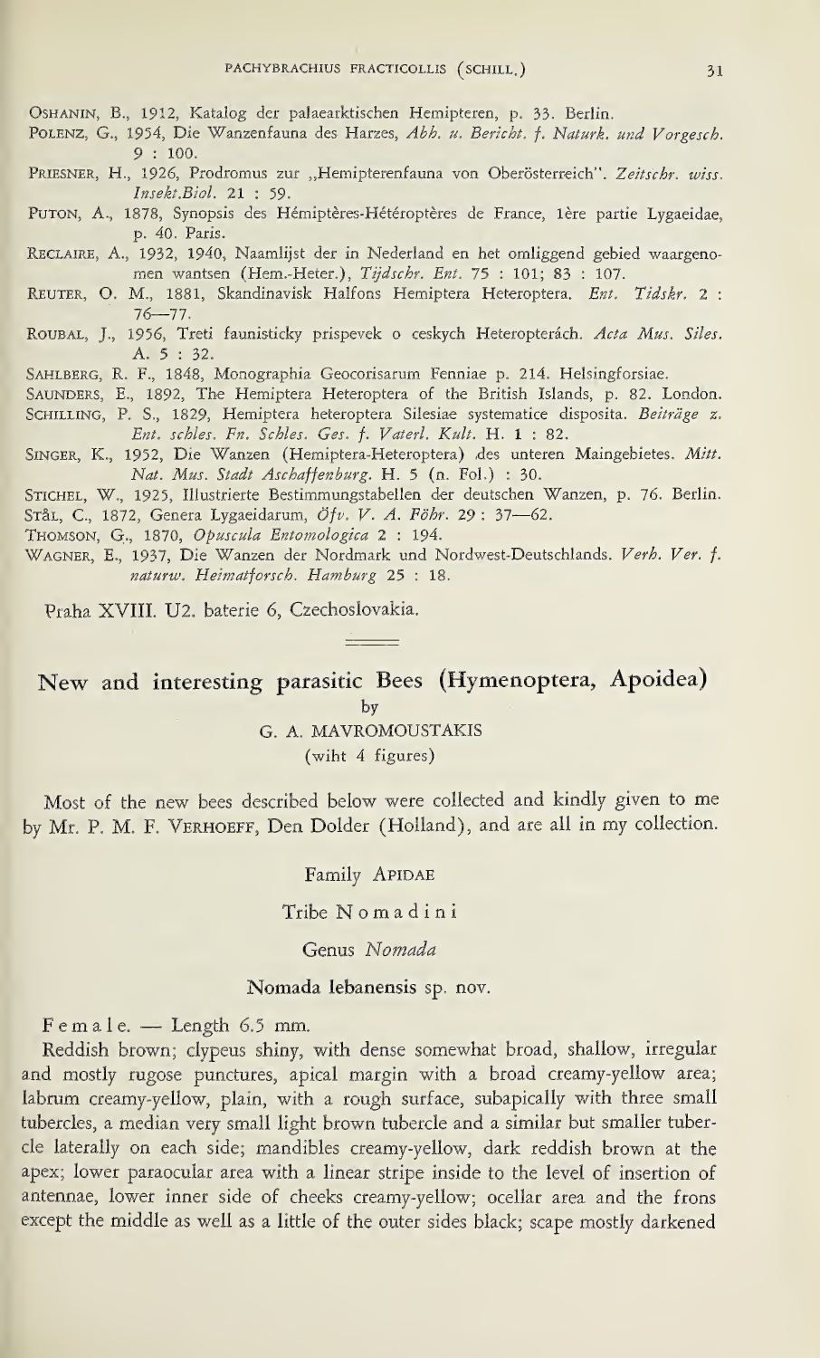Oshanin, B., 1912, Katalog der palaearktischen Hemipteren, p. 33. Berlin.

Polenz, G., 1954, Die Wanzenfauna des Harzes, *Abh. u. Bericht. f. Naturk. und Vorgesch.* 9 : 100.

Priesner, H., 1926, Prodromus zur „Hemipterenfauna von Oberösterreich". *Zeitschr. wiss. Insekt.Biol.* 21 : 59.

Puton, A., 1878, Synopsis des Hémiptères-Hétéroptères de France, 1ère partie Lygaeidae, p. 40. Paris.

Reclaire, A., 1932, 1940, Naamlijst der in Nederland en het omliggend gebied waargenomen wantsen (Hem.-Heter.), *Tijdschr. Ent.* 75 : 101; 83 : 107.

Reuter, O. M., 1881, Skandinavisk Halfons Hemiptera Heteroptera. *Ent. Tidskr.* 2 : 76—77.

Roubal, J., 1956, Treti faunisticky prispevek o ceskych Heteropterách. *Acta Mus. Siles.* A. 5 : 32.

Sahlberg, R. F., 1848, Monographia Geocorisarum Fenniae p. 214. Helsingforsiae.

Saunders, E., 1892, The Hemiptera Heteroptera of the British Islands, p. 82. London.

Schilling, P. S., 1829, Hemiptera heteroptera Silesiae systematice disposita. *Beiträge z. Ent. schles. Fn. Schles. Ges. f. Vaterl. Kult.* H. 1 : 82.

Singer, K., 1952, Die Wanzen (Hemiptera-Heteroptera) des unteren Maingebietes. *Mitt. Nat. Mus. Stadt Aschaffenburg.* H. 5 (n. Fol.) : 30.

Stichel, W., 1925, Illustrierte Bestimmungstabellen der deutschen Wanzen, p. 76. Berlin.

Stål, C., 1872, Genera Lygaeidarum, *Öfv. V. A. Föhr.* 29 : 37—62.

Thomson, G., 1870, *Opuscula Entomologica* 2 : 194.

Wagner, E., 1937, Die Wanzen der Nordmark und Nordwest-Deutschlands. *Verh. Ver. f. naturw. Heimatforsch. Hamburg* 25 : 18.

Praha XVIII. U2. baterie 6, Czechoslovakia.

# New and interesting parasitic Bees (Hymenoptera, Apoidea)

by

G. A. MAVROMOUSTAKIS

(wiht 4 figures)

Most of the new bees described below were collected and kindly given to me by Mr. P. M. F. Verhoeff, Den Dolder (Holland), and are all in my collection.

## Family Apidae

### Tribe Nomadini

#### Genus *Nomada*

#### Nomada lebanensis sp. nov.

Female. — Length 6.5 mm.

Reddish brown; clypeus shiny, with dense somewhat broad, shallow, irregular and mostly rugose punctures, apical margin with a broad creamy-yellow area; labrum creamy-yellow, plain, with a rough surface, subapically with three small tubercles, a median very small light brown tubercle and a similar but smaller tubercle laterally on each side; mandibles creamy-yellow, dark reddish brown at the apex; lower paraocular area with a linear stripe inside to the level of insertion of antennae, lower inner side of cheeks creamy-yellow; ocellar area and the frons except the middle as well as a little of the outer sides black; scape mostly darkened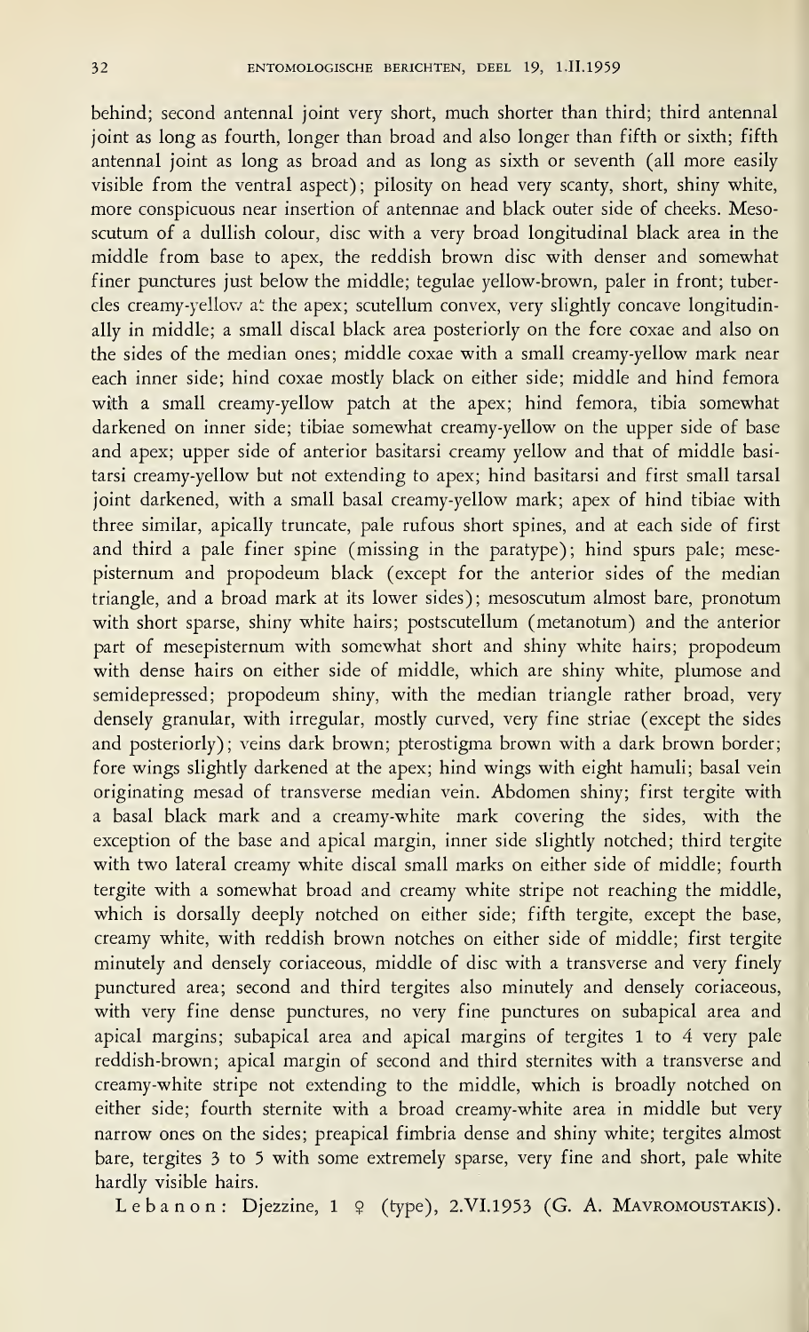behind; second antennal joint very short, much shorter than third; third antennal joint as long as fourth, longer than broad and also longer than fifth or sixth; fifth antennal joint as long as broad and as long as sixth or seventh (all more easily visible from the ventral aspect); pilosity on head very scanty, short, shiny white, more conspicuous near insertion of antennae and black outer side of cheeks. Mesoscutum of a dullish colour, disc with a very broad longitudinal black area in the middle from base to apex, the reddish brown disc with denser and somewhat finer punctures just below the middle; tegulae yellow-brown, paler in front; tubercles creamy-yellow at the apex; scutellum convex, very slightly concave longitudinally in middle; a small discal black area posteriorly on the fore coxae and also on the sides of the median ones; middle coxae with a small creamy-yellow mark near each inner side; hind coxae mostly black on either side; middle and hind femora with a small creamy-yellow patch at the apex; hind femora, tibia somewhat darkened on inner side; tibiae somewhat creamy-yellow on the upper side of base and apex; upper side of anterior basitarsi creamy yellow and that of middle basitarsi creamy-yellow but not extending to apex; hind basitarsi and first small tarsal joint darkened, with a small basal creamy-yellow mark; apex of hind tibiae with three similar, apically truncate, pale rufous short spines, and at each side of first and third a pale finer spine (missing in the paratype); hind spurs pale; mesepisternum and propodeum black (except for the anterior sides of the median triangle, and a broad mark at its lower sides); mesoscutum almost bare, pronotum with short sparse, shiny white hairs; postscutellum (metanotum) and the anterior part of mesepisternum with somewhat short and shiny white hairs; propodeum with dense hairs on either side of middle, which are shiny white, plumose and semidepressed; propodeum shiny, with the median triangle rather broad, very densely granular, with irregular, mostly curved, very fine striae (except the sides and posteriorly); veins dark brown; pterostigma brown with a dark brown border; fore wings slightly darkened at the apex; hind wings with eight hamuli; basal vein originating mesad of transverse median vein. Abdomen shiny; first tergite with a basal black mark and a creamy-white mark covering the sides, with the exception of the base and apical margin, inner side slightly notched; third tergite with two lateral creamy white discal small marks on either side of middle; fourth tergite with a somewhat broad and creamy white stripe not reaching the middle, which is dorsally deeply notched on either side; fifth tergite, except the base, creamy white, with reddish brown notches on either side of middle; first tergite minutely and densely coriaceous, middle of disc with a transverse and very finely punctured area; second and third tergites also minutely and densely coriaceous, with very fine dense punctures, no very fine punctures on subapical area and apical margins; subapical area and apical margins of tergites 1 to 4 very pale reddish-brown; apical margin of second and third sternites with a transverse and creamy-white stripe not extending to the middle, which is broadly notched on either side; fourth sternite with a broad creamy-white area in middle but very narrow ones on the sides; preapical fimbria dense and shiny white; tergites almost bare, tergites 3 to 5 with some extremely sparse, very fine and short, pale white hardly visible hairs.

Lebanon: Djezzine, 1 ♀ (type), 2.VI.1953 (G. A. MAVROMOUSTAKIS).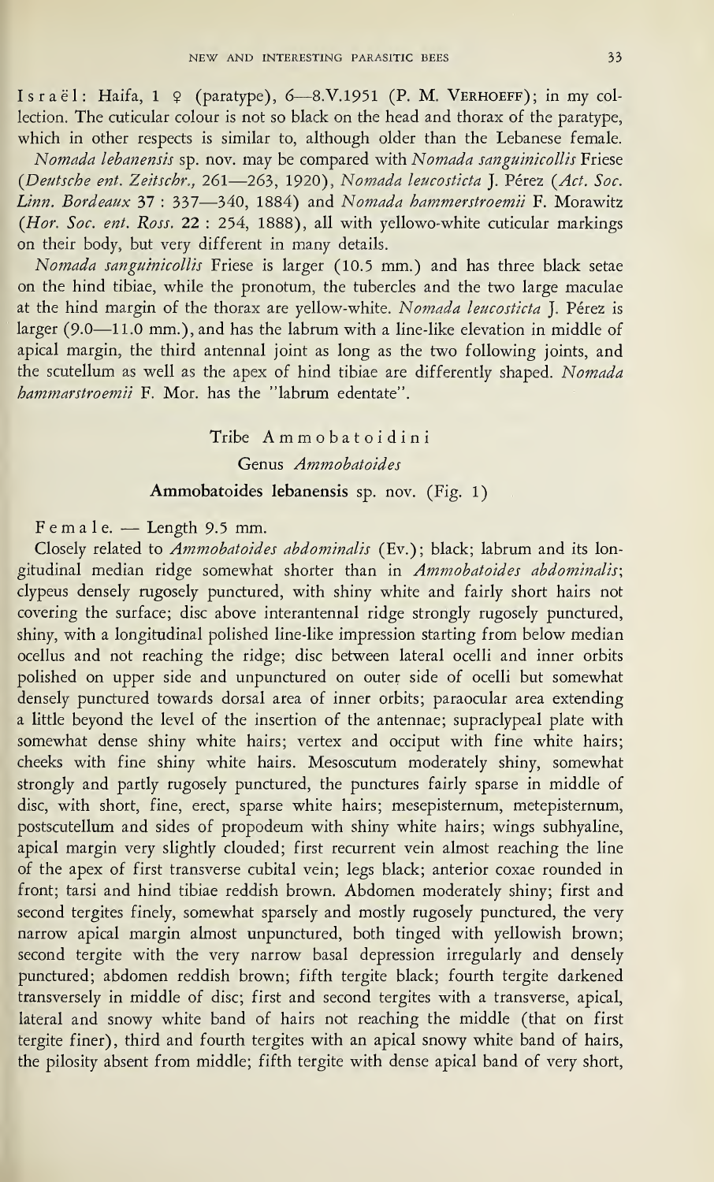Israël: Haifa, 1 ♀ (paratype), 6—8.V.1951 (P. M. Verhoeff); in my collection. The cuticular colour is not so black on the head and thorax of the paratype, which in other respects is similar to, although older than the Lebanese female.

*Nomada lebanensis* sp. nov. may be compared with *Nomada sanguinicollis* Friese (*Deutsche ent. Zeitschr.*, 261—263, 1920), *Nomada leucosticta* J. Pérez (*Act. Soc. Linn. Bordeaux* 37 : 337—340, 1884) and *Nomada hammerstroemii* F. Morawitz (*Hor. Soc. ent. Ross.* 22 : 254, 1888), all with yellowo-white cuticular markings on their body, but very different in many details.

*Nomada sanguinicollis* Friese is larger (10.5 mm.) and has three black setae on the hind tibiae, while the pronotum, the tubercles and the two large maculae at the hind margin of the thorax are yellow-white. *Nomada leucosticta* J. Pérez is larger (9.0—11.0 mm.), and has the labrum with a line-like elevation in middle of apical margin, the third antennal joint as long as the two following joints, and the scutellum as well as the apex of hind tibiae are differently shaped. *Nomada hammarstroemii* F. Mor. has the "labrum edentate".

## Tribe Ammobatoidini

### Genus *Ammobatoides*

### Ammobatoides lebanensis sp. nov. (Fig. 1)

Female. — Length 9.5 mm.

Closely related to *Ammobatoides abdominalis* (Ev.); black; labrum and its longitudinal median ridge somewhat shorter than in *Ammobatoides abdominalis*; clypeus densely rugosely punctured, with shiny white and fairly short hairs not covering the surface; disc above interantennal ridge strongly rugosely punctured, shiny, with a longitudinal polished line-like impression starting from below median ocellus and not reaching the ridge; disc between lateral ocelli and inner orbits polished on upper side and unpunctured on outer side of ocelli but somewhat densely punctured towards dorsal area of inner orbits; paraocular area extending a little beyond the level of the insertion of the antennae; supraclypeal plate with somewhat dense shiny white hairs; vertex and occiput with fine white hairs; cheeks with fine shiny white hairs. Mesoscutum moderately shiny, somewhat strongly and partly rugosely punctured, the punctures fairly sparse in middle of disc, with short, fine, erect, sparse white hairs; mesepisternum, metepisternum, postscutellum and sides of propodeum with shiny white hairs; wings subhyaline, apical margin very slightly clouded; first recurrent vein almost reaching the line of the apex of first transverse cubital vein; legs black; anterior coxae rounded in front; tarsi and hind tibiae reddish brown. Abdomen moderately shiny; first and second tergites finely, somewhat sparsely and mostly rugosely punctured, the very narrow apical margin almost unpunctured, both tinged with yellowish brown; second tergite with the very narrow basal depression irregularly and densely punctured; abdomen reddish brown; fifth tergite black; fourth tergite darkened transversely in middle of disc; first and second tergites with a transverse, apical, lateral and snowy white band of hairs not reaching the middle (that on first tergite finer), third and fourth tergites with an apical snowy white band of hairs, the pilosity absent from middle; fifth tergite with dense apical band of very short,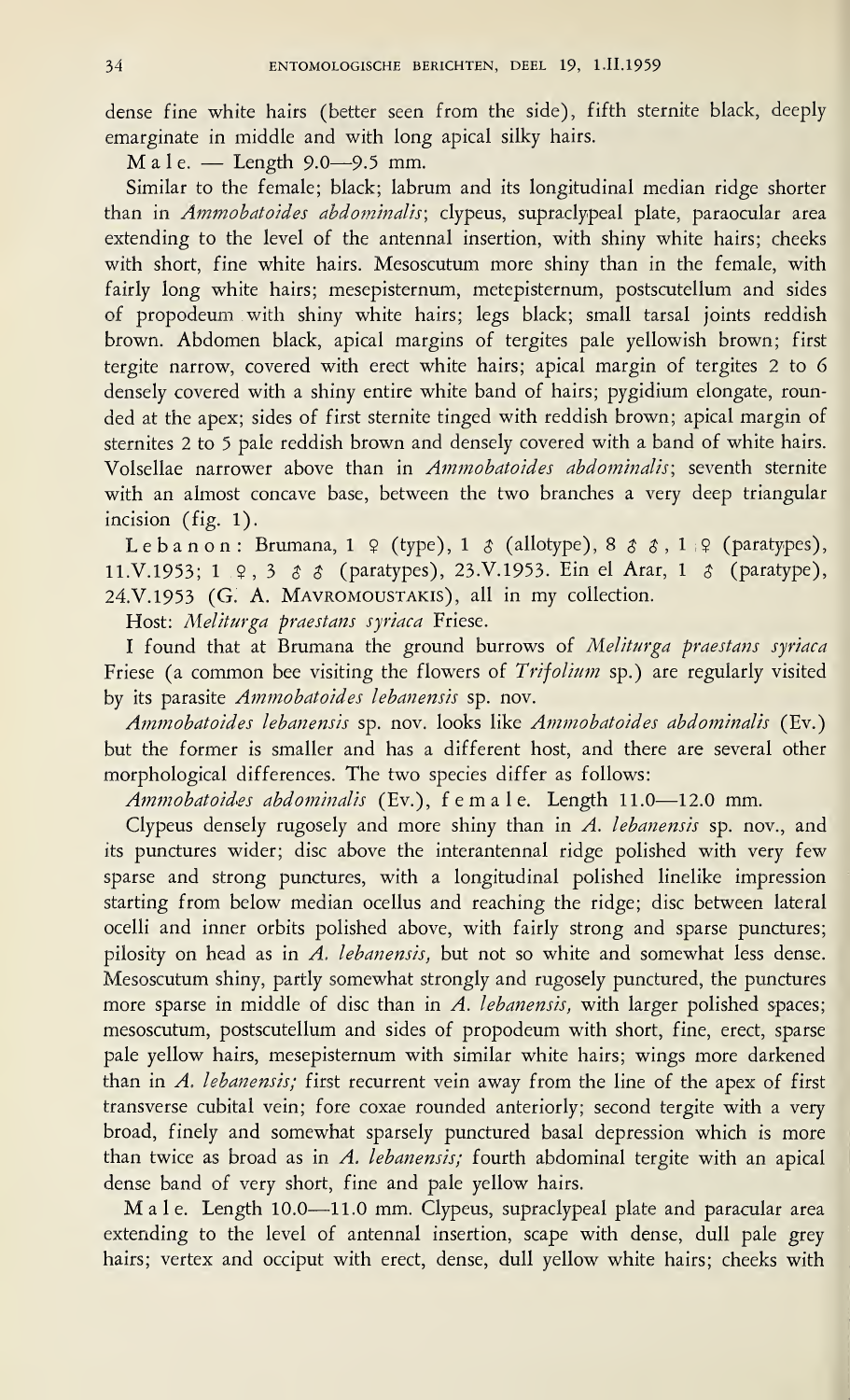dense fine white hairs (better seen from the side), fifth sternite black, deeply emarginate in middle and with long apical silky hairs.

Male. — Length 9.0—9.5 mm.

Similar to the female; black; labrum and its longitudinal median ridge shorter than in *Ammobatoides abdominalis*; clypeus, supraclypeal plate, paraocular area extending to the level of the antennal insertion, with shiny white hairs; cheeks with short, fine white hairs. Mesoscutum more shiny than in the female, with fairly long white hairs; mesepisternum, metepisternum, postscutellum and sides of propodeum with shiny white hairs; legs black; small tarsal joints reddish brown. Abdomen black, apical margins of tergites pale yellowish brown; first tergite narrow, covered with erect white hairs; apical margin of tergites 2 to 6 densely covered with a shiny entire white band of hairs; pygidium elongate, rounded at the apex; sides of first sternite tinged with reddish brown; apical margin of sternites 2 to 5 pale reddish brown and densely covered with a band of white hairs. Volsellae narrower above than in *Ammobatoides abdominalis*; seventh sternite with an almost concave base, between the two branches a very deep triangular incision (fig. 1).

Lebanon: Brumana, 1 ♀ (type), 1 ♂ (allotype), 8 ♂♂, 1 ♀ (paratypes), 11.V.1953; 1 ♀, 3 ♂♂ (paratypes), 23.V.1953. Ein el Arar, 1 ♂ (paratype), 24.V.1953 (G. A. Mavromoustakis), all in my collection.

Host: *Melitturga praestans syriaca* Friese.

I found that at Brumana the ground burrows of *Melitturga praestans syriaca* Friese (a common bee visiting the flowers of *Trifolium* sp.) are regularly visited by its parasite *Ammobatoides lebanensis* sp. nov.

*Ammobatoides lebanensis* sp. nov. looks like *Ammobatoides abdominalis* (Ev.) but the former is smaller and has a different host, and there are several other morphological differences. The two species differ as follows:

*Ammobatoides abdominalis* (Ev.), female. Length 11.0—12.0 mm.

Clypeus densely rugosely and more shiny than in *A. lebanensis* sp. nov., and its punctures wider; disc above the interantennal ridge polished with very few sparse and strong punctures, with a longitudinal polished linelike impression starting from below median ocellus and reaching the ridge; disc between lateral ocelli and inner orbits polished above, with fairly strong and sparse punctures; pilosity on head as in *A. lebanensis*, but not so white and somewhat less dense. Mesoscutum shiny, partly somewhat strongly and rugosely punctured, the punctures more sparse in middle of disc than in *A. lebanensis*, with larger polished spaces; mesoscutum, postscutellum and sides of propodeum with short, fine, erect, sparse pale yellow hairs, mesepisternum with similar white hairs; wings more darkened than in *A. lebanensis*; first recurrent vein away from the line of the apex of first transverse cubital vein; fore coxae rounded anteriorly; second tergite with a very broad, finely and somewhat sparsely punctured basal depression which is more than twice as broad as in *A. lebanensis*; fourth abdominal tergite with an apical dense band of very short, fine and pale yellow hairs.

Male. Length 10.0—11.0 mm. Clypeus, supraclypeal plate and paracular area extending to the level of antennal insertion, scape with dense, dull pale grey hairs; vertex and occiput with erect, dense, dull yellow white hairs; cheeks with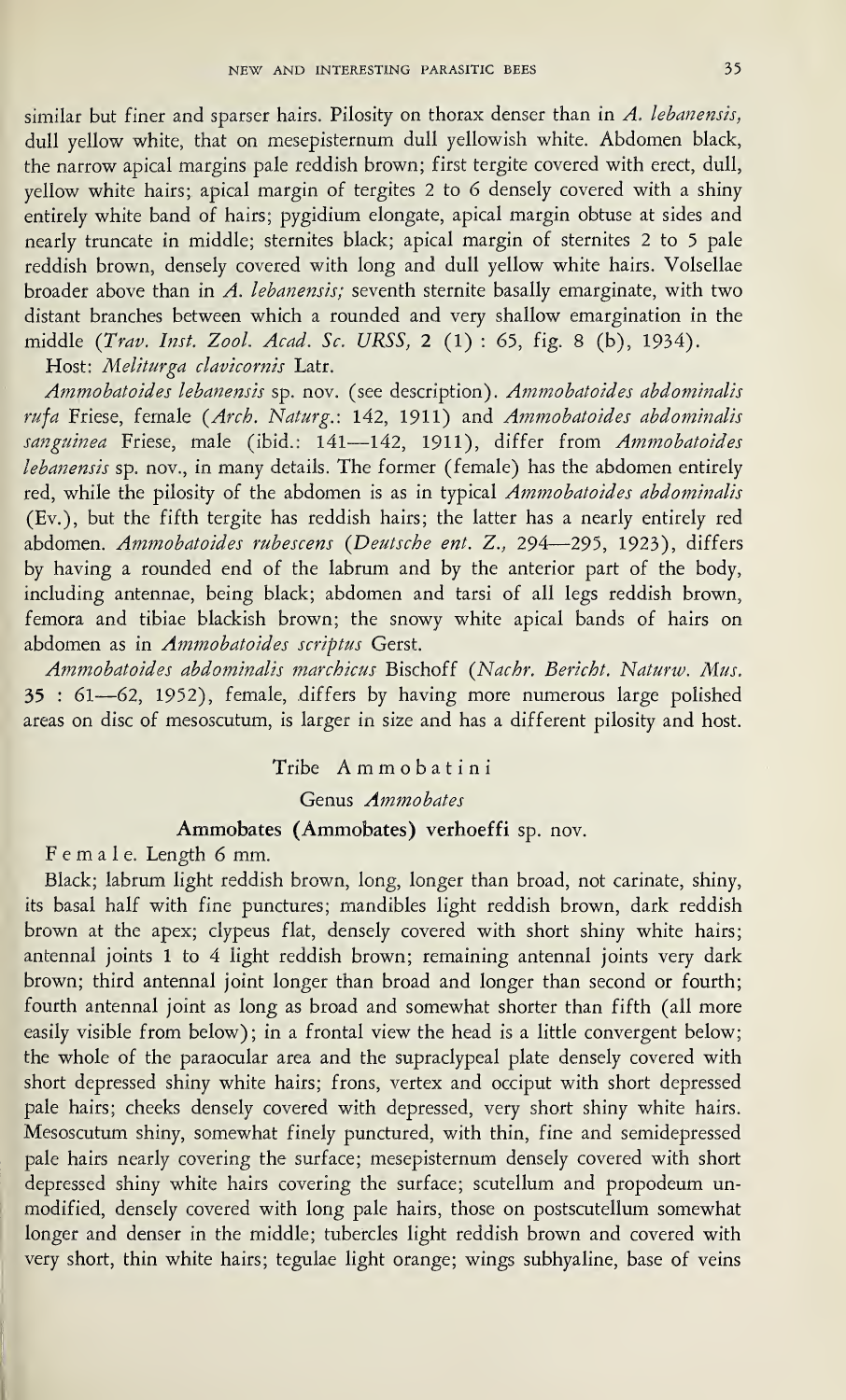similar but finer and sparser hairs. Pilosity on thorax denser than in *A. lebanensis,* dull yellow white, that on mesepisternum dull yellowish white. Abdomen black, the narrow apical margins pale reddish brown; first tergite covered with erect, dull, yellow white hairs; apical margin of tergites 2 to 6 densely covered with a shiny entirely white band of hairs; pygidium elongate, apical margin obtuse at sides and nearly truncate in middle; sternites black; apical margin of sternites 2 to 5 pale reddish brown, densely covered with long and dull yellow white hairs. Volsellae broader above than in *A. lebanensis;* seventh sternite basally emarginate, with two distant branches between which a rounded and very shallow emargination in the middle (*Trav. Inst. Zool. Acad. Sc. URSS,* 2 (1) : 65, fig. 8 (b), 1934).

Host: *Meliturga clavicornis* Latr.

*Ammobatoides lebanensis* sp. nov. (see description). *Ammobatoides abdominalis rufa* Friese, female (*Arch. Naturg.*: 142, 1911) and *Ammobatoides abdominalis sanguinea* Friese, male (ibid.: 141—142, 1911), differ from *Ammobatoides lebanensis* sp. nov., in many details. The former (female) has the abdomen entirely red, while the pilosity of the abdomen is as in typical *Ammobatoides abdominalis* (Ev.), but the fifth tergite has reddish hairs; the latter has a nearly entirely red abdomen. *Ammobatoides rubescens* (*Deutsche ent. Z.,* 294—295, 1923), differs by having a rounded end of the labrum and by the anterior part of the body, including antennae, being black; abdomen and tarsi of all legs reddish brown, femora and tibiae blackish brown; the snowy white apical bands of hairs on abdomen as in *Ammobatoides scriptus* Gerst.

*Ammobatoides abdominalis marchicus* Bischoff (*Nachr. Bericht. Naturw. Mus.* 35 : 61—62, 1952), female, differs by having more numerous large polished areas on disc of mesoscutum, is larger in size and has a different pilosity and host.

## Tribe Ammobatini

### Genus *Ammobates*

### Ammobates (Ammobates) verhoeffi sp. nov.

Female. Length 6 mm.

Black; labrum light reddish brown, long, longer than broad, not carinate, shiny, its basal half with fine punctures; mandibles light reddish brown, dark reddish brown at the apex; clypeus flat, densely covered with short shiny white hairs; antennal joints 1 to 4 light reddish brown; remaining antennal joints very dark brown; third antennal joint longer than broad and longer than second or fourth; fourth antennal joint as long as broad and somewhat shorter than fifth (all more easily visible from below); in a frontal view the head is a little convergent below; the whole of the paraocular area and the supraclypeal plate densely covered with short depressed shiny white hairs; frons, vertex and occiput with short depressed pale hairs; cheeks densely covered with depressed, very short shiny white hairs. Mesoscutum shiny, somewhat finely punctured, with thin, fine and semidepressed pale hairs nearly covering the surface; mesepisternum densely covered with short depressed shiny white hairs covering the surface; scutellum and propodeum unmodified, densely covered with long pale hairs, those on postscutellum somewhat longer and denser in the middle; tubercles light reddish brown and covered with very short, thin white hairs; tegulae light orange; wings subhyaline, base of veins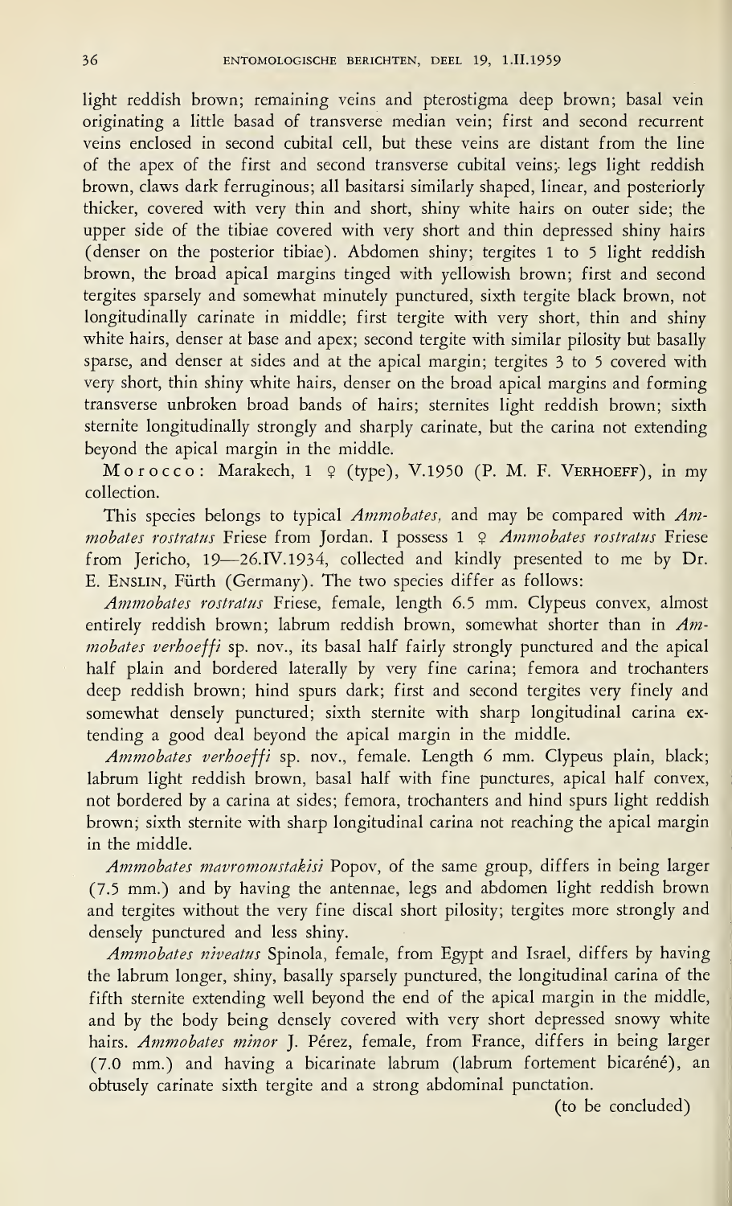light reddish brown; remaining veins and pterostigma deep brown; basal vein originating a little basad of transverse median vein; first and second recurrent veins enclosed in second cubital cell, but these veins are distant from the line of the apex of the first and second transverse cubital veins; legs light reddish brown, claws dark ferruginous; all basitarsi similarly shaped, linear, and posteriorly thicker, covered with very thin and short, shiny white hairs on outer side; the upper side of the tibiae covered with very short and thin depressed shiny hairs (denser on the posterior tibiae). Abdomen shiny; tergites 1 to 5 light reddish brown, the broad apical margins tinged with yellowish brown; first and second tergites sparsely and somewhat minutely punctured, sixth tergite black brown, not longitudinally carinate in middle; first tergite with very short, thin and shiny white hairs, denser at base and apex; second tergite with similar pilosity but basally sparse, and denser at sides and at the apical margin; tergites 3 to 5 covered with very short, thin shiny white hairs, denser on the broad apical margins and forming transverse unbroken broad bands of hairs; sternites light reddish brown; sixth sternite longitudinally strongly and sharply carinate, but the carina not extending beyond the apical margin in the middle.

M o r o c c o : Marakech, 1 ♀ (type), V.1950 (P. M. F. VERHOEFF), in my collection.

This species belongs to typical *Ammobates,* and may be compared with *Ammobates rostratus* Friese from Jordan. I possess 1 ♀ *Ammobates rostratus* Friese from Jericho, 19—26.IV.1934, collected and kindly presented to me by Dr. E. ENSLIN, Fürth (Germany). The two species differ as follows:

*Ammobates rostratus* Friese, female, length 6.5 mm. Clypeus convex, almost entirely reddish brown; labrum reddish brown, somewhat shorter than in *Ammobates verhoeffi* sp. nov., its basal half fairly strongly punctured and the apical half plain and bordered laterally by very fine carina; femora and trochanters deep reddish brown; hind spurs dark; first and second tergites very finely and somewhat densely punctured; sixth sternite with sharp longitudinal carina extending a good deal beyond the apical margin in the middle.

*Ammobates verhoeffi* sp. nov., female. Length 6 mm. Clypeus plain, black; labrum light reddish brown, basal half with fine punctures, apical half convex, not bordered by a carina at sides; femora, trochanters and hind spurs light reddish brown; sixth sternite with sharp longitudinal carina not reaching the apical margin in the middle.

*Ammobates mavromoustakisi* Popov, of the same group, differs in being larger (7.5 mm.) and by having the antennae, legs and abdomen light reddish brown and tergites without the very fine discal short pilosity; tergites more strongly and densely punctured and less shiny.

*Ammobates niveatus* Spinola, female, from Egypt and Israel, differs by having the labrum longer, shiny, basally sparsely punctured, the longitudinal carina of the fifth sternite extending well beyond the end of the apical margin in the middle, and by the body being densely covered with very short depressed snowy white hairs. *Ammobates minor* J. Pérez, female, from France, differs in being larger (7.0 mm.) and having a bicarinate labrum (labrum fortement bicaréné), an obtusely carinate sixth tergite and a strong abdominal punctation.

(to be concluded)